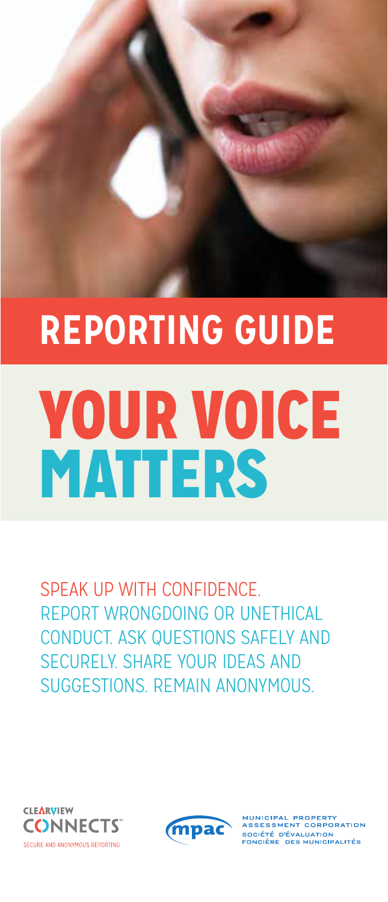# REPORTING GUIDE

# YOUR VOICE MATTERS

SPEAK UP WITH CONFIDENCE. REPORT WRONGDOING OR UNETHICAL CONDUCT. ASK QUESTIONS SAFELY AND SECURELY. SHARE YOUR IDEAS AND SUGGESTIONS. REMAIN ANONYMOUS.

CLEARVIEW CONNECTS™
SECURE AND ANONYMOUS REPORTING

mpac
MUNICIPAL PROPERTY ASSESSMENT CORPORATION
SOCIÉTÉ D'ÉVALUATION FONCIÈRE DES MUNICIPALITÉS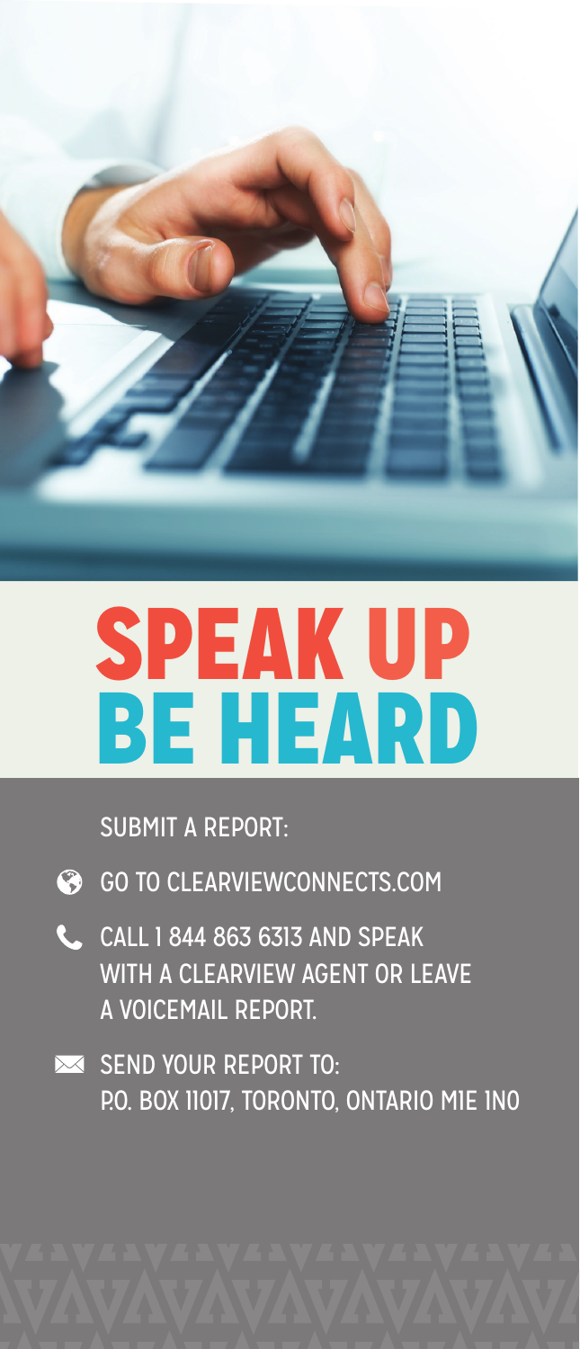# SPEAK UP
# BE HEARD

SUBMIT A REPORT:

- GO TO CLEARVIEWCONNECTS.COM
- CALL 1 844 863 6313 AND SPEAK WITH A CLEARVIEW AGENT OR LEAVE A VOICEMAIL REPORT.
- SEND YOUR REPORT TO: P.O. BOX 11017, TORONTO, ONTARIO M1E 1N0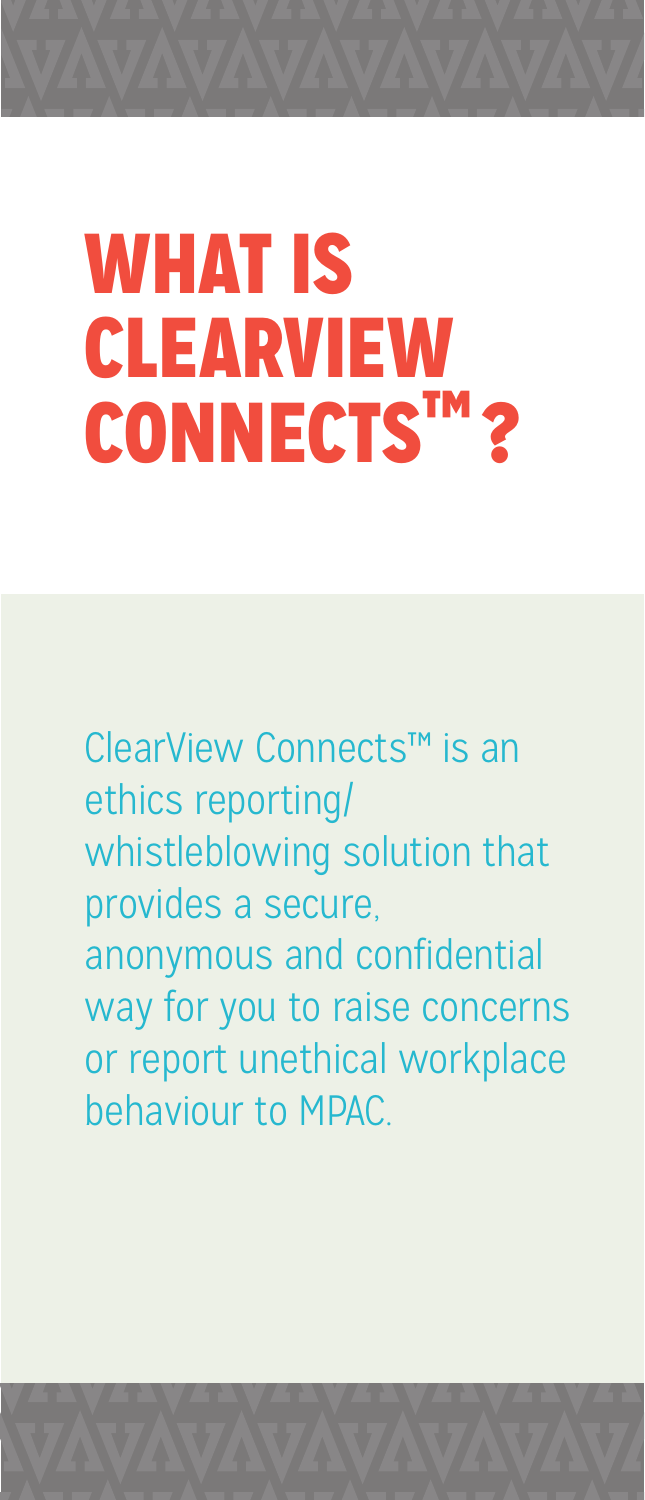# WHAT IS CLEARVIEW CONNECTS™?

ClearView Connects™ is an ethics reporting/whistleblowing solution that provides a secure, anonymous and confidential way for you to raise concerns or report unethical workplace behaviour to MPAC.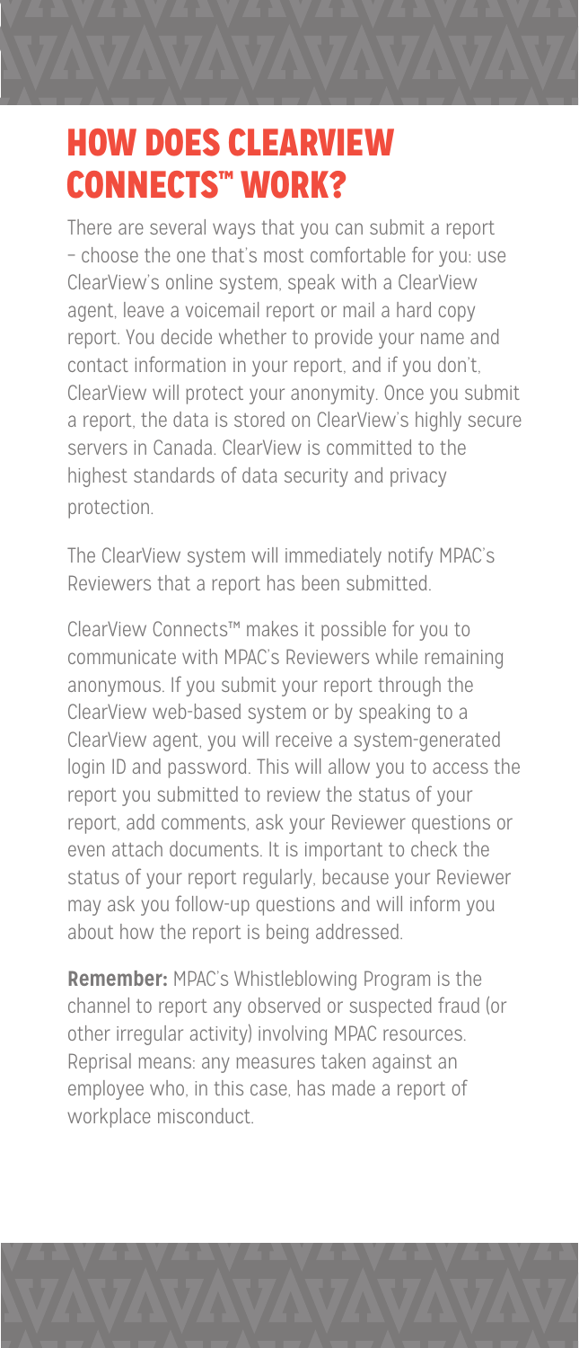# HOW DOES CLEARVIEW CONNECTS™ WORK?

There are several ways that you can submit a report – choose the one that's most comfortable for you: use ClearView's online system, speak with a ClearView agent, leave a voicemail report or mail a hard copy report. You decide whether to provide your name and contact information in your report, and if you don't, ClearView will protect your anonymity. Once you submit a report, the data is stored on ClearView's highly secure servers in Canada. ClearView is committed to the highest standards of data security and privacy protection.

The ClearView system will immediately notify MPAC's Reviewers that a report has been submitted.

ClearView Connects™ makes it possible for you to communicate with MPAC's Reviewers while remaining anonymous. If you submit your report through the ClearView web-based system or by speaking to a ClearView agent, you will receive a system-generated login ID and password. This will allow you to access the report you submitted to review the status of your report, add comments, ask your Reviewer questions or even attach documents. It is important to check the status of your report regularly, because your Reviewer may ask you follow-up questions and will inform you about how the report is being addressed.

**Remember:** MPAC's Whistleblowing Program is the channel to report any observed or suspected fraud (or other irregular activity) involving MPAC resources. Reprisal means: any measures taken against an employee who, in this case, has made a report of workplace misconduct.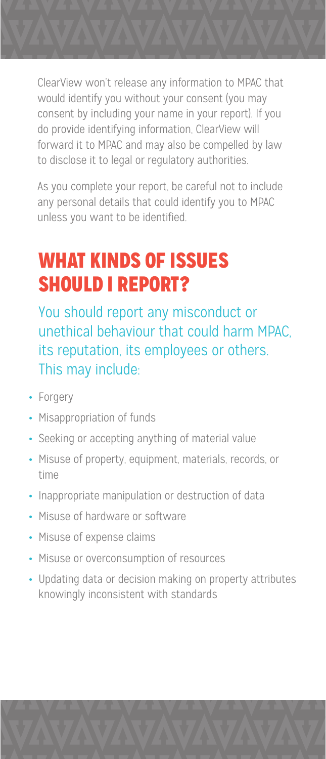ClearView won't release any information to MPAC that would identify you without your consent (you may consent by including your name in your report). If you do provide identifying information, ClearView will forward it to MPAC and may also be compelled by law to disclose it to legal or regulatory authorities.

As you complete your report, be careful not to include any personal details that could identify you to MPAC unless you want to be identified.

## WHAT KINDS OF ISSUES SHOULD I REPORT?

You should report any misconduct or unethical behaviour that could harm MPAC, its reputation, its employees or others. This may include:

- Forgery
- Misappropriation of funds
- Seeking or accepting anything of material value
- Misuse of property, equipment, materials, records, or time
- Inappropriate manipulation or destruction of data
- Misuse of hardware or software
- Misuse of expense claims
- Misuse or overconsumption of resources
- Updating data or decision making on property attributes knowingly inconsistent with standards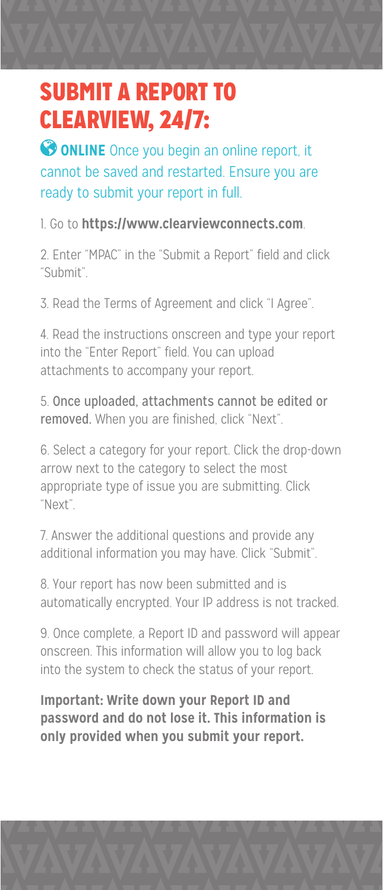# SUBMIT A REPORT TO CLEARVIEW, 24/7:

**ONLINE** Once you begin an online report, it cannot be saved and restarted. Ensure you are ready to submit your report in full.

1. Go to **https://www.clearviewconnects.com**.

2. Enter "MPAC" in the "Submit a Report" field and click "Submit".

3. Read the Terms of Agreement and click "I Agree".

4. Read the instructions onscreen and type your report into the "Enter Report" field. You can upload attachments to accompany your report.

5. Once uploaded, attachments cannot be edited or removed. When you are finished, click "Next".

6. Select a category for your report. Click the drop-down arrow next to the category to select the most appropriate type of issue you are submitting. Click "Next".

7. Answer the additional questions and provide any additional information you may have. Click "Submit".

8. Your report has now been submitted and is automatically encrypted. Your IP address is not tracked.

9. Once complete, a Report ID and password will appear onscreen. This information will allow you to log back into the system to check the status of your report.

**Important: Write down your Report ID and password and do not lose it. This information is only provided when you submit your report.**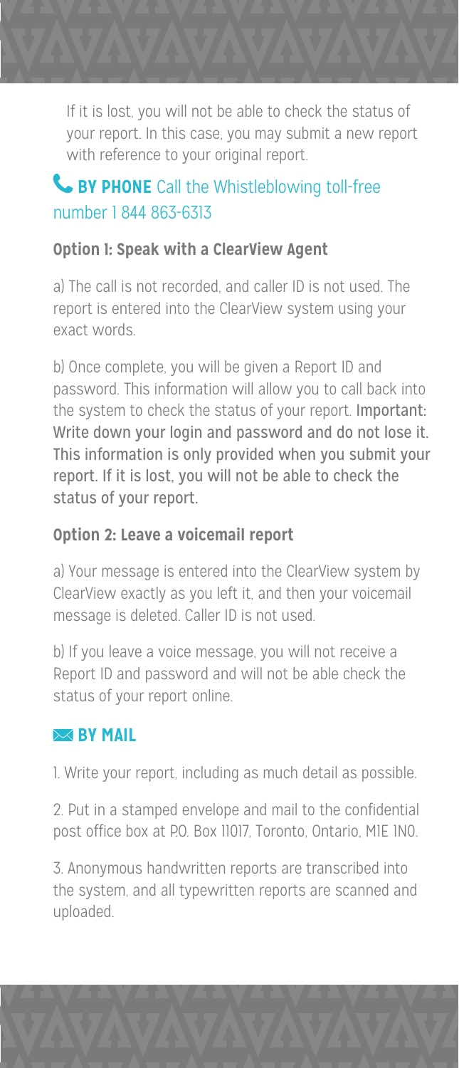If it is lost, you will not be able to check the status of your report. In this case, you may submit a new report with reference to your original report.

## BY PHONE Call the Whistleblowing toll-free number 1 844 863-6313

### Option 1: Speak with a ClearView Agent

a) The call is not recorded, and caller ID is not used. The report is entered into the ClearView system using your exact words.

b) Once complete, you will be given a Report ID and password. This information will allow you to call back into the system to check the status of your report. **Important: Write down your login and password and do not lose it. This information is only provided when you submit your report. If it is lost, you will not be able to check the status of your report.**

### Option 2: Leave a voicemail report

a) Your message is entered into the ClearView system by ClearView exactly as you left it, and then your voicemail message is deleted. Caller ID is not used.

b) If you leave a voice message, you will not receive a Report ID and password and will not be able check the status of your report online.

## BY MAIL

1. Write your report, including as much detail as possible.

2. Put in a stamped envelope and mail to the confidential post office box at P.O. Box 11017, Toronto, Ontario, M1E 1N0.

3. Anonymous handwritten reports are transcribed into the system, and all typewritten reports are scanned and uploaded.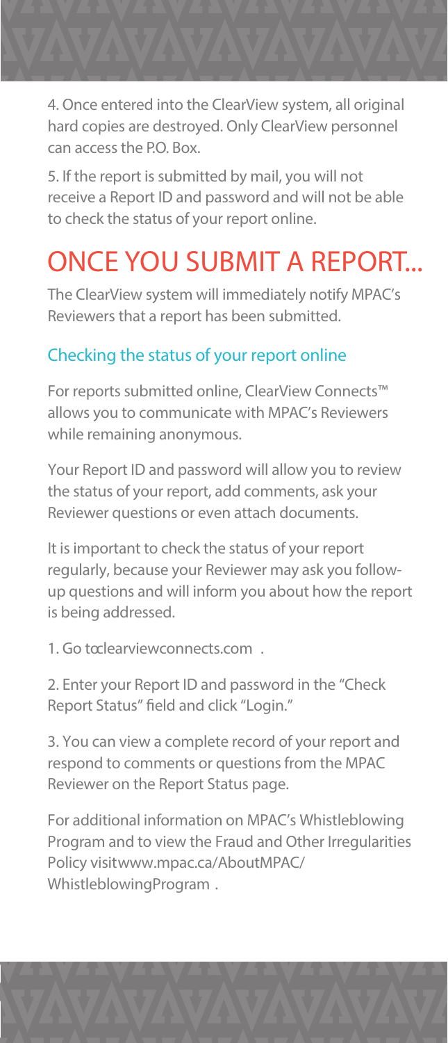4. Once entered into the ClearView system, all original hard copies are destroyed. Only ClearView personnel can access the P.O. Box.

5. If the report is submitted by mail, you will not receive a Report ID and password and will not be able to check the status of your report online.

# ONCE YOU SUBMIT A REPORT...

The ClearView system will immediately notify MPAC's Reviewers that a report has been submitted.

## Checking the status of your report online

For reports submitted online, ClearView Connects™ allows you to communicate with MPAC's Reviewers while remaining anonymous.

Your Report ID and password will allow you to review the status of your report, add comments, ask your Reviewer questions or even attach documents.

It is important to check the status of your report regularly, because your Reviewer may ask you follow-up questions and will inform you about how the report is being addressed.

1. Go to clearviewconnects.com .

2. Enter your Report ID and password in the "Check Report Status" field and click "Login."

3. You can view a complete record of your report and respond to comments or questions from the MPAC Reviewer on the Report Status page.

For additional information on MPAC's Whistleblowing Program and to view the Fraud and Other Irregularities Policy visit www.mpac.ca/AboutMPAC/WhistleblowingProgram .